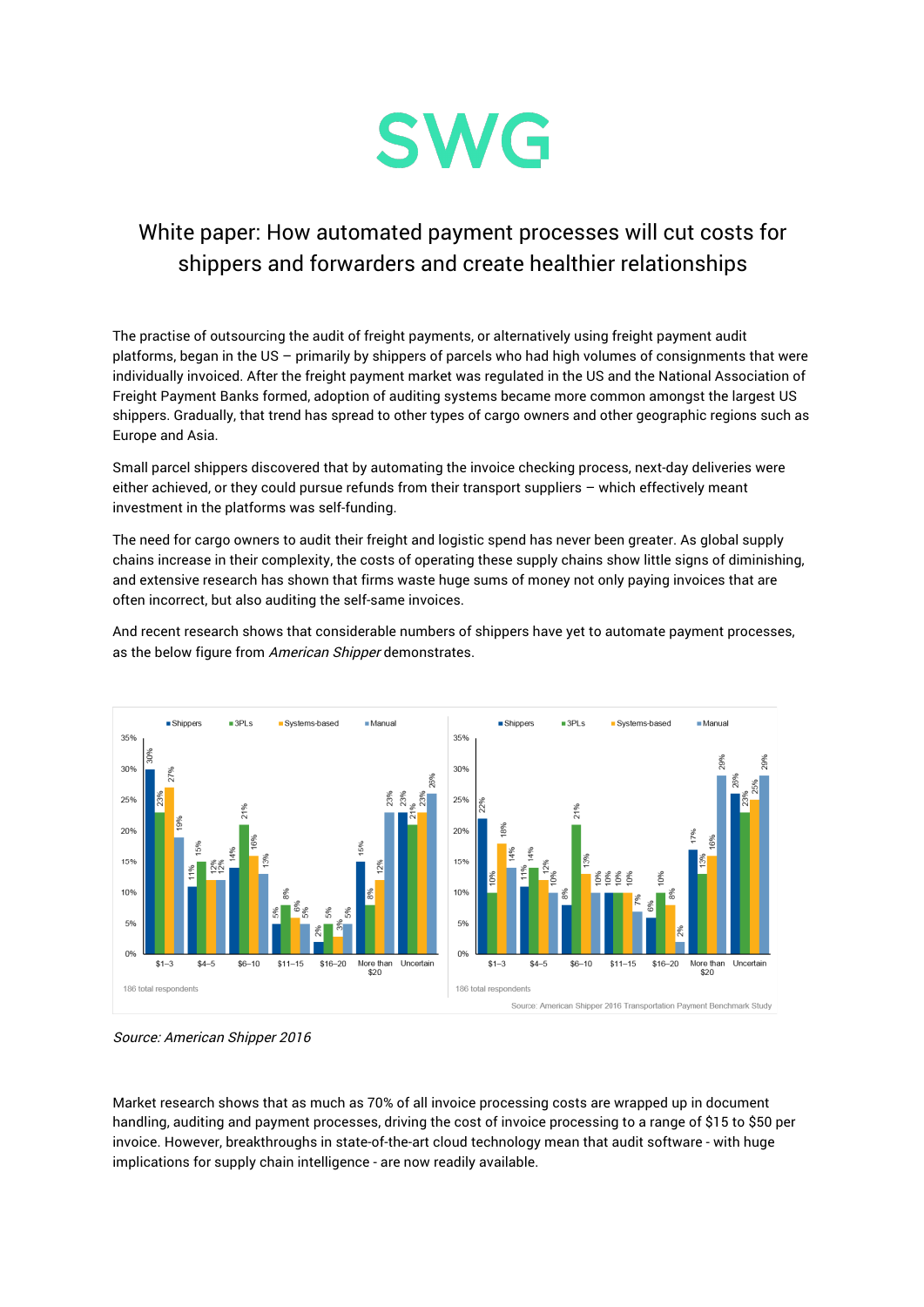SWG

# White paper: How automated payment processes will cut costs for shippers and forwarders and create healthier relationships

The practise of outsourcing the audit of freight payments, or alternatively using freight payment audit platforms, began in the US – primarily by shippers of parcels who had high volumes of consignments that were individually invoiced. After the freight payment market was regulated in the US and the National Association of Freight Payment Banks formed, adoption of auditing systems became more common amongst the largest US shippers. Gradually, that trend has spread to other types of cargo owners and other geographic regions such as Europe and Asia.

Small parcel shippers discovered that by automating the invoice checking process, next-day deliveries were either achieved, or they could pursue refunds from their transport suppliers – which effectively meant investment in the platforms was self-funding.

The need for cargo owners to audit their freight and logistic spend has never been greater. As global supply chains increase in their complexity, the costs of operating these supply chains show little signs of diminishing, and extensive research has shown that firms waste huge sums of money not only paying invoices that are often incorrect, but also auditing the self-same invoices.

And recent research shows that considerable numbers of shippers have yet to automate payment processes, as the below figure from *American Shipper* demonstrates.

*Source: American Shipper 2016*

Market research shows that as much as 70% of all invoice processing costs are wrapped up in document handling, auditing and payment processes, driving the cost of invoice processing to a range of $15 to $50 per invoice. However, breakthroughs in state-of-the-art cloud technology mean that audit software - with huge implications for supply chain intelligence - are now readily available.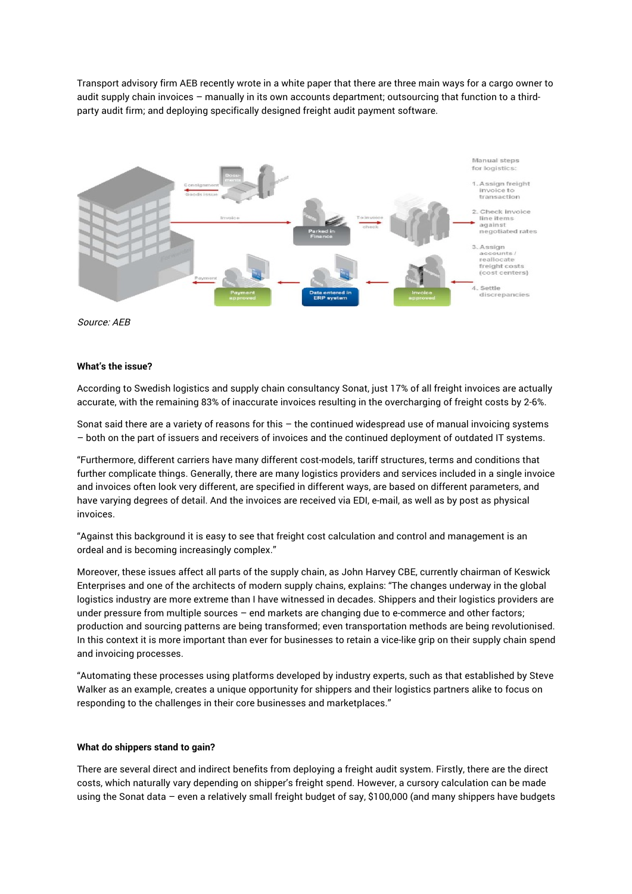Transport advisory firm AEB recently wrote in a white paper that there are three main ways for a cargo owner to audit supply chain invoices – manually in its own accounts department; outsourcing that function to a third-party audit firm; and deploying specifically designed freight audit payment software.

*Source: AEB*

**What's the issue?**

According to Swedish logistics and supply chain consultancy Sonat, just 17% of all freight invoices are actually accurate, with the remaining 83% of inaccurate invoices resulting in the overcharging of freight costs by 2-6%.

Sonat said there are a variety of reasons for this – the continued widespread use of manual invoicing systems – both on the part of issuers and receivers of invoices and the continued deployment of outdated IT systems.

"Furthermore, different carriers have many different cost-models, tariff structures, terms and conditions that further complicate things. Generally, there are many logistics providers and services included in a single invoice and invoices often look very different, are specified in different ways, are based on different parameters, and have varying degrees of detail. And the invoices are received via EDI, e-mail, as well as by post as physical invoices.

"Against this background it is easy to see that freight cost calculation and control and management is an ordeal and is becoming increasingly complex."

Moreover, these issues affect all parts of the supply chain, as John Harvey CBE, currently chairman of Keswick Enterprises and one of the architects of modern supply chains, explains: "The changes underway in the global logistics industry are more extreme than I have witnessed in decades. Shippers and their logistics providers are under pressure from multiple sources – end markets are changing due to e-commerce and other factors; production and sourcing patterns are being transformed; even transportation methods are being revolutionised. In this context it is more important than ever for businesses to retain a vice-like grip on their supply chain spend and invoicing processes.

"Automating these processes using platforms developed by industry experts, such as that established by Steve Walker as an example, creates a unique opportunity for shippers and their logistics partners alike to focus on responding to the challenges in their core businesses and marketplaces."

**What do shippers stand to gain?**

There are several direct and indirect benefits from deploying a freight audit system. Firstly, there are the direct costs, which naturally vary depending on shipper's freight spend. However, a cursory calculation can be made using the Sonat data – even a relatively small freight budget of say, $100,000 (and many shippers have budgets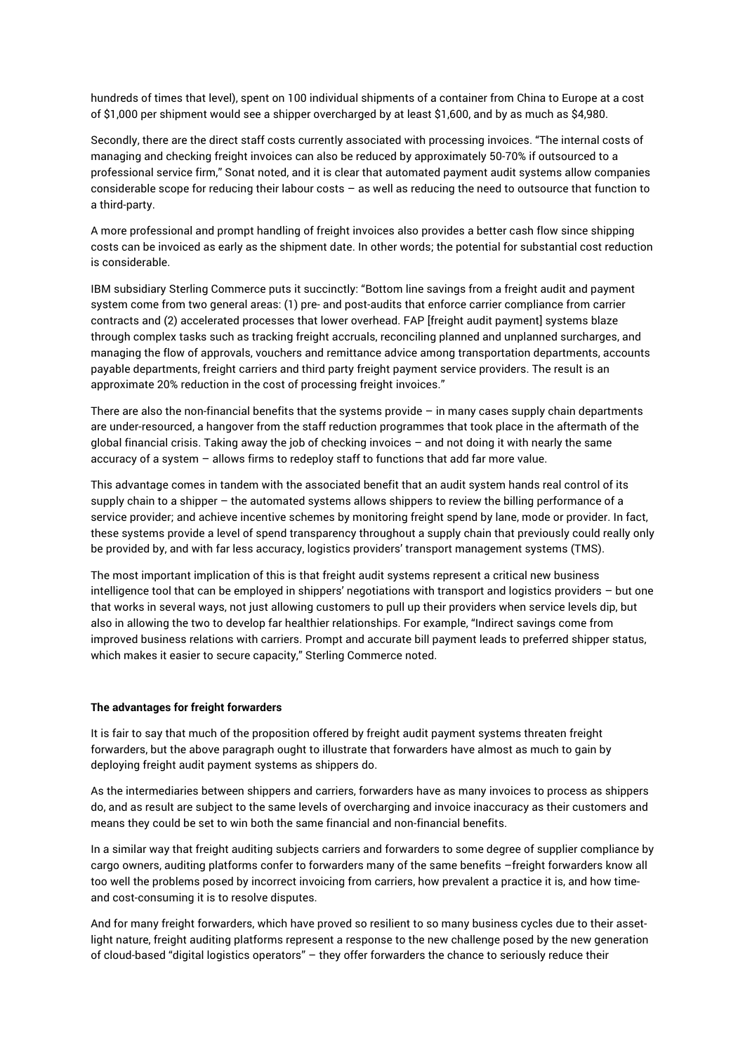hundreds of times that level), spent on 100 individual shipments of a container from China to Europe at a cost of $1,000 per shipment would see a shipper overcharged by at least $1,600, and by as much as $4,980.

Secondly, there are the direct staff costs currently associated with processing invoices. "The internal costs of managing and checking freight invoices can also be reduced by approximately 50-70% if outsourced to a professional service firm," Sonat noted, and it is clear that automated payment audit systems allow companies considerable scope for reducing their labour costs – as well as reducing the need to outsource that function to a third-party.

A more professional and prompt handling of freight invoices also provides a better cash flow since shipping costs can be invoiced as early as the shipment date. In other words; the potential for substantial cost reduction is considerable.

IBM subsidiary Sterling Commerce puts it succinctly: "Bottom line savings from a freight audit and payment system come from two general areas: (1) pre- and post-audits that enforce carrier compliance from carrier contracts and (2) accelerated processes that lower overhead. FAP [freight audit payment] systems blaze through complex tasks such as tracking freight accruals, reconciling planned and unplanned surcharges, and managing the flow of approvals, vouchers and remittance advice among transportation departments, accounts payable departments, freight carriers and third party freight payment service providers. The result is an approximate 20% reduction in the cost of processing freight invoices."

There are also the non-financial benefits that the systems provide – in many cases supply chain departments are under-resourced, a hangover from the staff reduction programmes that took place in the aftermath of the global financial crisis. Taking away the job of checking invoices – and not doing it with nearly the same accuracy of a system – allows firms to redeploy staff to functions that add far more value.

This advantage comes in tandem with the associated benefit that an audit system hands real control of its supply chain to a shipper – the automated systems allows shippers to review the billing performance of a service provider; and achieve incentive schemes by monitoring freight spend by lane, mode or provider. In fact, these systems provide a level of spend transparency throughout a supply chain that previously could really only be provided by, and with far less accuracy, logistics providers' transport management systems (TMS).

The most important implication of this is that freight audit systems represent a critical new business intelligence tool that can be employed in shippers' negotiations with transport and logistics providers – but one that works in several ways, not just allowing customers to pull up their providers when service levels dip, but also in allowing the two to develop far healthier relationships. For example, "Indirect savings come from improved business relations with carriers. Prompt and accurate bill payment leads to preferred shipper status, which makes it easier to secure capacity," Sterling Commerce noted.

**The advantages for freight forwarders**

It is fair to say that much of the proposition offered by freight audit payment systems threaten freight forwarders, but the above paragraph ought to illustrate that forwarders have almost as much to gain by deploying freight audit payment systems as shippers do.

As the intermediaries between shippers and carriers, forwarders have as many invoices to process as shippers do, and as result are subject to the same levels of overcharging and invoice inaccuracy as their customers and means they could be set to win both the same financial and non-financial benefits.

In a similar way that freight auditing subjects carriers and forwarders to some degree of supplier compliance by cargo owners, auditing platforms confer to forwarders many of the same benefits –freight forwarders know all too well the problems posed by incorrect invoicing from carriers, how prevalent a practice it is, and how time- and cost-consuming it is to resolve disputes.

And for many freight forwarders, which have proved so resilient to so many business cycles due to their asset-light nature, freight auditing platforms represent a response to the new challenge posed by the new generation of cloud-based "digital logistics operators" – they offer forwarders the chance to seriously reduce their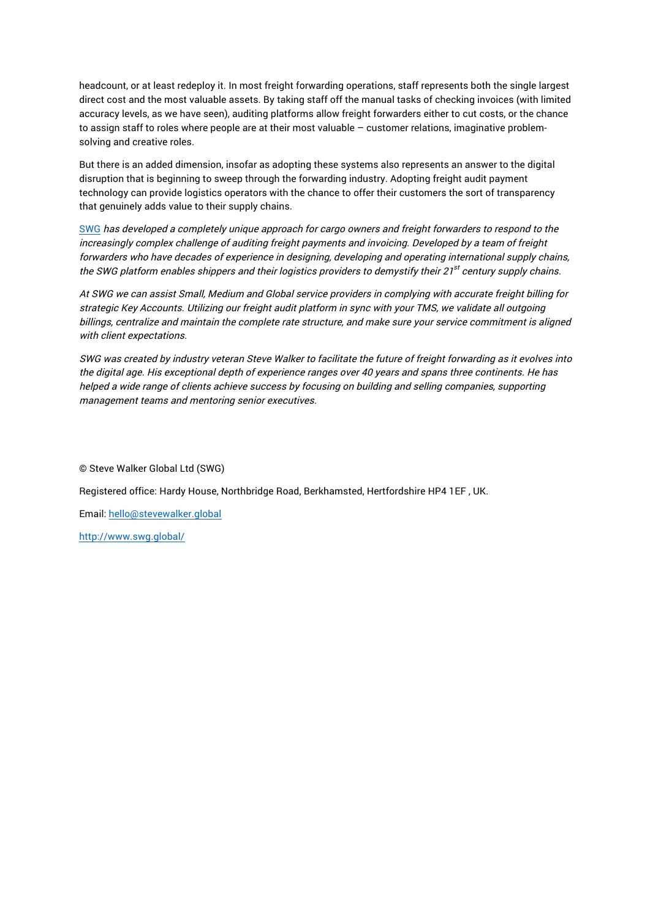headcount, or at least redeploy it. In most freight forwarding operations, staff represents both the single largest direct cost and the most valuable assets. By taking staff off the manual tasks of checking invoices (with limited accuracy levels, as we have seen), auditing platforms allow freight forwarders either to cut costs, or the chance to assign staff to roles where people are at their most valuable – customer relations, imaginative problem-solving and creative roles.

But there is an added dimension, insofar as adopting these systems also represents an answer to the digital disruption that is beginning to sweep through the forwarding industry. Adopting freight audit payment technology can provide logistics operators with the chance to offer their customers the sort of transparency that genuinely adds value to their supply chains.

[SWG](http://www.swg.global/) *has developed a completely unique approach for cargo owners and freight forwarders to respond to the increasingly complex challenge of auditing freight payments and invoicing. Developed by a team of freight forwarders who have decades of experience in designing, developing and operating international supply chains, the SWG platform enables shippers and their logistics providers to demystify their 21st century supply chains.*

*At SWG we can assist Small, Medium and Global service providers in complying with accurate freight billing for strategic Key Accounts. Utilizing our freight audit platform in sync with your TMS, we validate all outgoing billings, centralize and maintain the complete rate structure, and make sure your service commitment is aligned with client expectations.*

*SWG was created by industry veteran Steve Walker to facilitate the future of freight forwarding as it evolves into the digital age. His exceptional depth of experience ranges over 40 years and spans three continents. He has helped a wide range of clients achieve success by focusing on building and selling companies, supporting management teams and mentoring senior executives.*

© Steve Walker Global Ltd (SWG)

Registered office: Hardy House, Northbridge Road, Berkhamsted, Hertfordshire HP4 1EF , UK.

Email: [hello@stevewalker.global](mailto:hello@stevewalker.global)

[http://www.swg.global/](http://www.swg.global/)